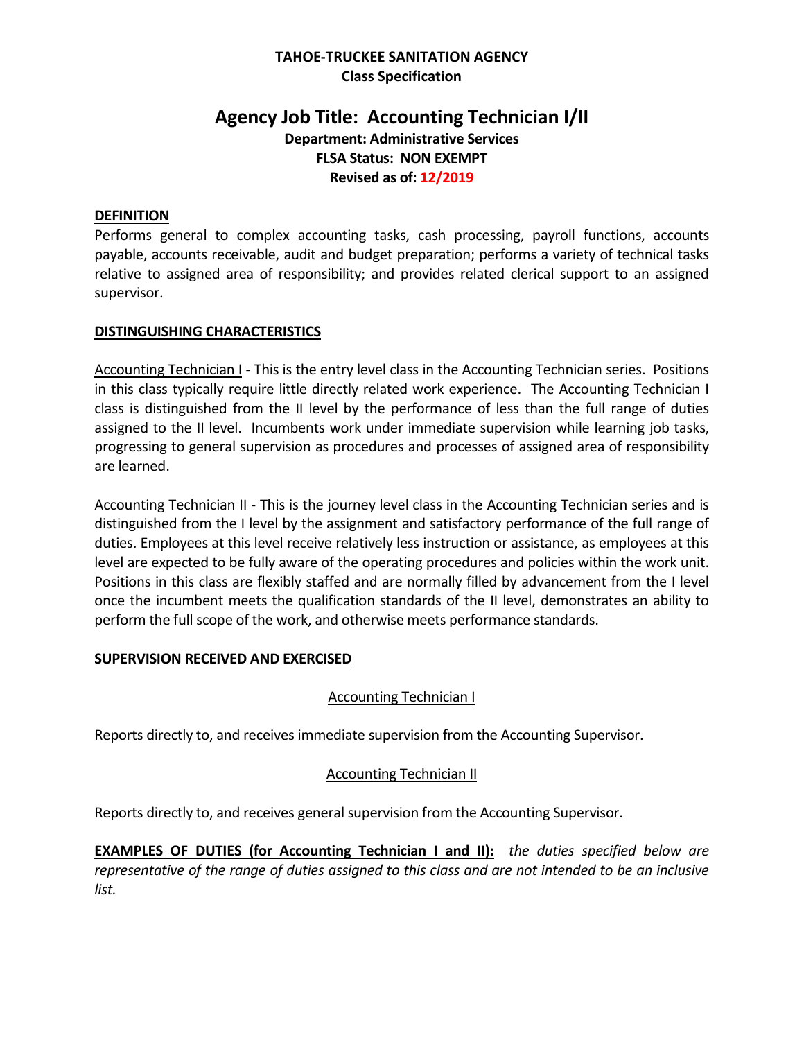**TAHOE-TRUCKEE SANITATION AGENCY**
**Class Specification**

# Agency Job Title: Accounting Technician I/II

**Department: Administrative Services**
**FLSA Status: NON EXEMPT**
**Revised as of: 12/2019**

## DEFINITION

Performs general to complex accounting tasks, cash processing, payroll functions, accounts payable, accounts receivable, audit and budget preparation; performs a variety of technical tasks relative to assigned area of responsibility; and provides related clerical support to an assigned supervisor.

## DISTINGUISHING CHARACTERISTICS

Accounting Technician I - This is the entry level class in the Accounting Technician series. Positions in this class typically require little directly related work experience. The Accounting Technician I class is distinguished from the II level by the performance of less than the full range of duties assigned to the II level. Incumbents work under immediate supervision while learning job tasks, progressing to general supervision as procedures and processes of assigned area of responsibility are learned.

Accounting Technician II - This is the journey level class in the Accounting Technician series and is distinguished from the I level by the assignment and satisfactory performance of the full range of duties. Employees at this level receive relatively less instruction or assistance, as employees at this level are expected to be fully aware of the operating procedures and policies within the work unit. Positions in this class are flexibly staffed and are normally filled by advancement from the I level once the incumbent meets the qualification standards of the II level, demonstrates an ability to perform the full scope of the work, and otherwise meets performance standards.

## SUPERVISION RECEIVED AND EXERCISED

Accounting Technician I

Reports directly to, and receives immediate supervision from the Accounting Supervisor.

Accounting Technician II

Reports directly to, and receives general supervision from the Accounting Supervisor.

**EXAMPLES OF DUTIES (for Accounting Technician I and II):** *the duties specified below are representative of the range of duties assigned to this class and are not intended to be an inclusive list.*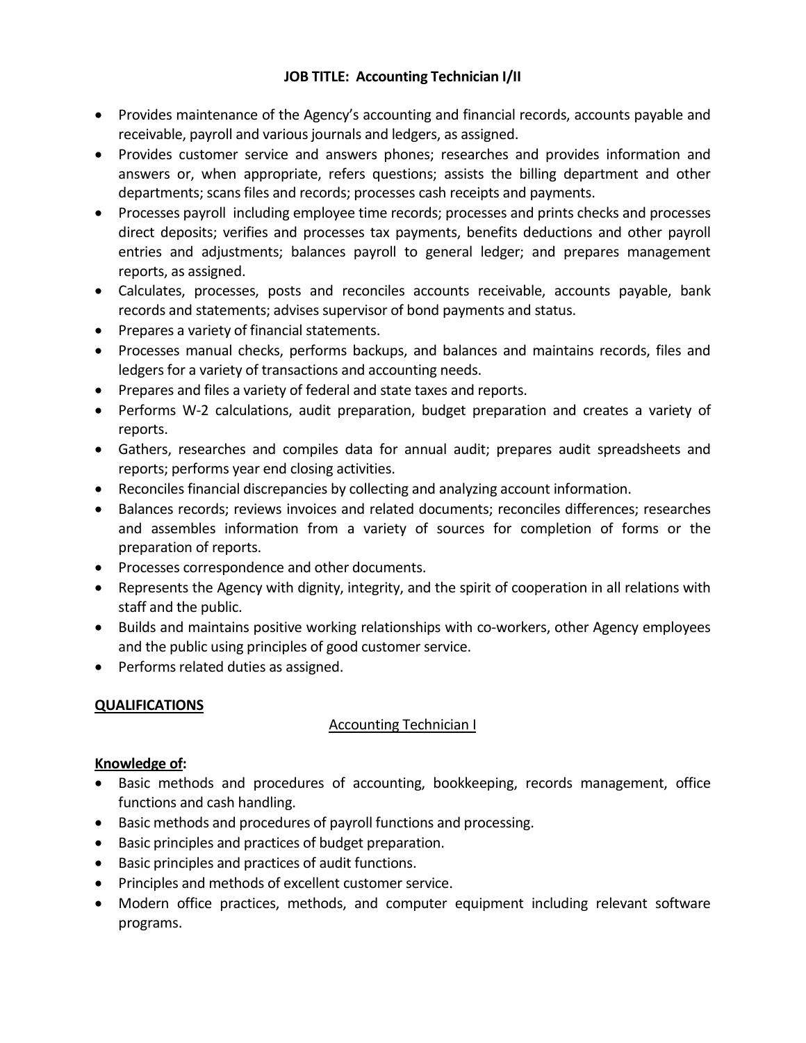**JOB TITLE: Accounting Technician I/II**

- Provides maintenance of the Agency's accounting and financial records, accounts payable and receivable, payroll and various journals and ledgers, as assigned.
- Provides customer service and answers phones; researches and provides information and answers or, when appropriate, refers questions; assists the billing department and other departments; scans files and records; processes cash receipts and payments.
- Processes payroll including employee time records; processes and prints checks and processes direct deposits; verifies and processes tax payments, benefits deductions and other payroll entries and adjustments; balances payroll to general ledger; and prepares management reports, as assigned.
- Calculates, processes, posts and reconciles accounts receivable, accounts payable, bank records and statements; advises supervisor of bond payments and status.
- Prepares a variety of financial statements.
- Processes manual checks, performs backups, and balances and maintains records, files and ledgers for a variety of transactions and accounting needs.
- Prepares and files a variety of federal and state taxes and reports.
- Performs W-2 calculations, audit preparation, budget preparation and creates a variety of reports.
- Gathers, researches and compiles data for annual audit; prepares audit spreadsheets and reports; performs year end closing activities.
- Reconciles financial discrepancies by collecting and analyzing account information.
- Balances records; reviews invoices and related documents; reconciles differences; researches and assembles information from a variety of sources for completion of forms or the preparation of reports.
- Processes correspondence and other documents.
- Represents the Agency with dignity, integrity, and the spirit of cooperation in all relations with staff and the public.
- Builds and maintains positive working relationships with co-workers, other Agency employees and the public using principles of good customer service.
- Performs related duties as assigned.

**QUALIFICATIONS**

Accounting Technician I

**Knowledge of:**

- Basic methods and procedures of accounting, bookkeeping, records management, office functions and cash handling.
- Basic methods and procedures of payroll functions and processing.
- Basic principles and practices of budget preparation.
- Basic principles and practices of audit functions.
- Principles and methods of excellent customer service.
- Modern office practices, methods, and computer equipment including relevant software programs.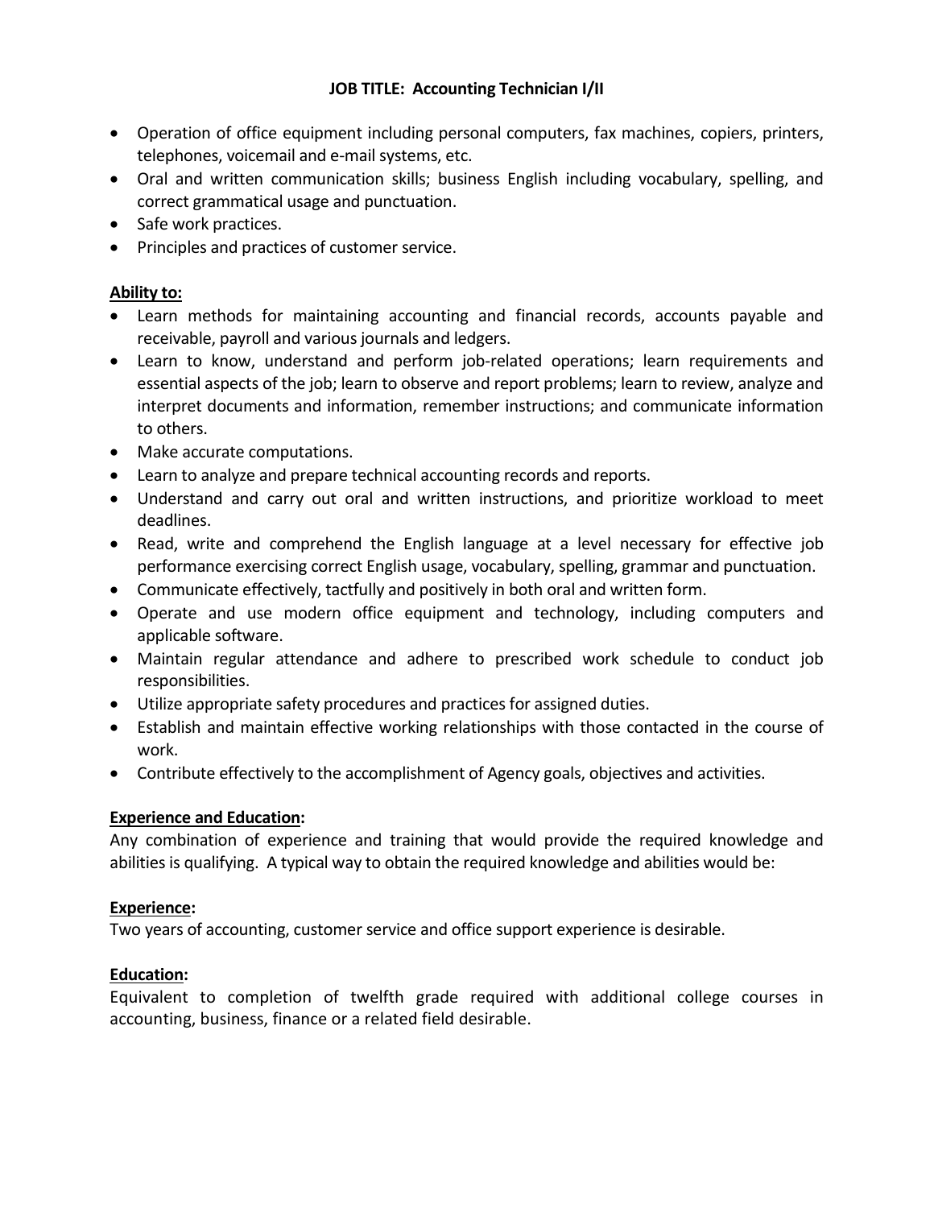**JOB TITLE: Accounting Technician I/II**

- Operation of office equipment including personal computers, fax machines, copiers, printers, telephones, voicemail and e-mail systems, etc.
- Oral and written communication skills; business English including vocabulary, spelling, and correct grammatical usage and punctuation.
- Safe work practices.
- Principles and practices of customer service.

**Ability to:**

- Learn methods for maintaining accounting and financial records, accounts payable and receivable, payroll and various journals and ledgers.
- Learn to know, understand and perform job-related operations; learn requirements and essential aspects of the job; learn to observe and report problems; learn to review, analyze and interpret documents and information, remember instructions; and communicate information to others.
- Make accurate computations.
- Learn to analyze and prepare technical accounting records and reports.
- Understand and carry out oral and written instructions, and prioritize workload to meet deadlines.
- Read, write and comprehend the English language at a level necessary for effective job performance exercising correct English usage, vocabulary, spelling, grammar and punctuation.
- Communicate effectively, tactfully and positively in both oral and written form.
- Operate and use modern office equipment and technology, including computers and applicable software.
- Maintain regular attendance and adhere to prescribed work schedule to conduct job responsibilities.
- Utilize appropriate safety procedures and practices for assigned duties.
- Establish and maintain effective working relationships with those contacted in the course of work.
- Contribute effectively to the accomplishment of Agency goals, objectives and activities.

**Experience and Education:**

Any combination of experience and training that would provide the required knowledge and abilities is qualifying. A typical way to obtain the required knowledge and abilities would be:

**Experience:**

Two years of accounting, customer service and office support experience is desirable.

**Education:**

Equivalent to completion of twelfth grade required with additional college courses in accounting, business, finance or a related field desirable.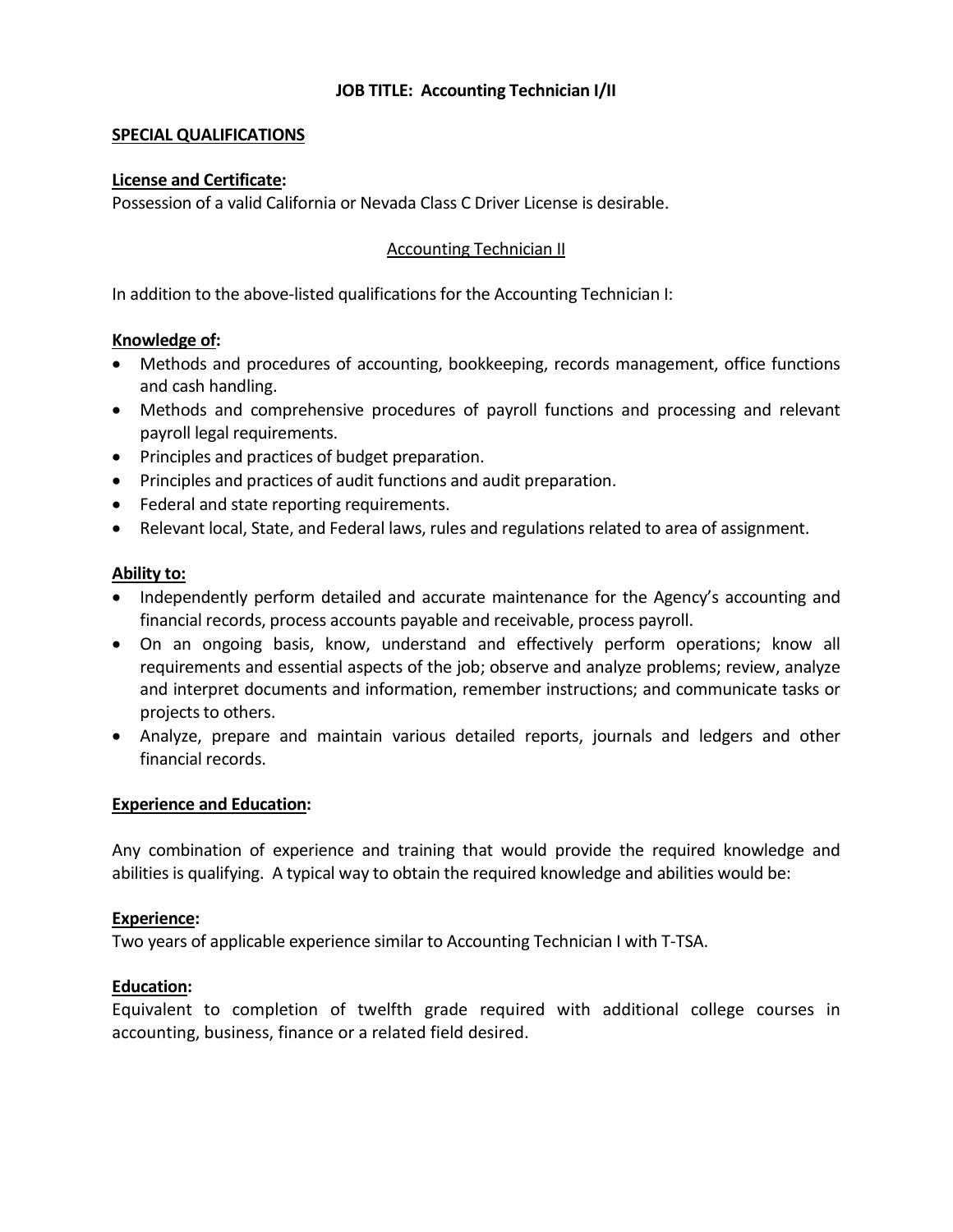**JOB TITLE: Accounting Technician I/II**

**SPECIAL QUALIFICATIONS**

**License and Certificate:**
Possession of a valid California or Nevada Class C Driver License is desirable.

Accounting Technician II

In addition to the above-listed qualifications for the Accounting Technician I:

**Knowledge of:**

- Methods and procedures of accounting, bookkeeping, records management, office functions and cash handling.
- Methods and comprehensive procedures of payroll functions and processing and relevant payroll legal requirements.
- Principles and practices of budget preparation.
- Principles and practices of audit functions and audit preparation.
- Federal and state reporting requirements.
- Relevant local, State, and Federal laws, rules and regulations related to area of assignment.

**Ability to:**

- Independently perform detailed and accurate maintenance for the Agency's accounting and financial records, process accounts payable and receivable, process payroll.
- On an ongoing basis, know, understand and effectively perform operations; know all requirements and essential aspects of the job; observe and analyze problems; review, analyze and interpret documents and information, remember instructions; and communicate tasks or projects to others.
- Analyze, prepare and maintain various detailed reports, journals and ledgers and other financial records.

**Experience and Education:**

Any combination of experience and training that would provide the required knowledge and abilities is qualifying. A typical way to obtain the required knowledge and abilities would be:

**Experience:**
Two years of applicable experience similar to Accounting Technician I with T-TSA.

**Education:**
Equivalent to completion of twelfth grade required with additional college courses in accounting, business, finance or a related field desired.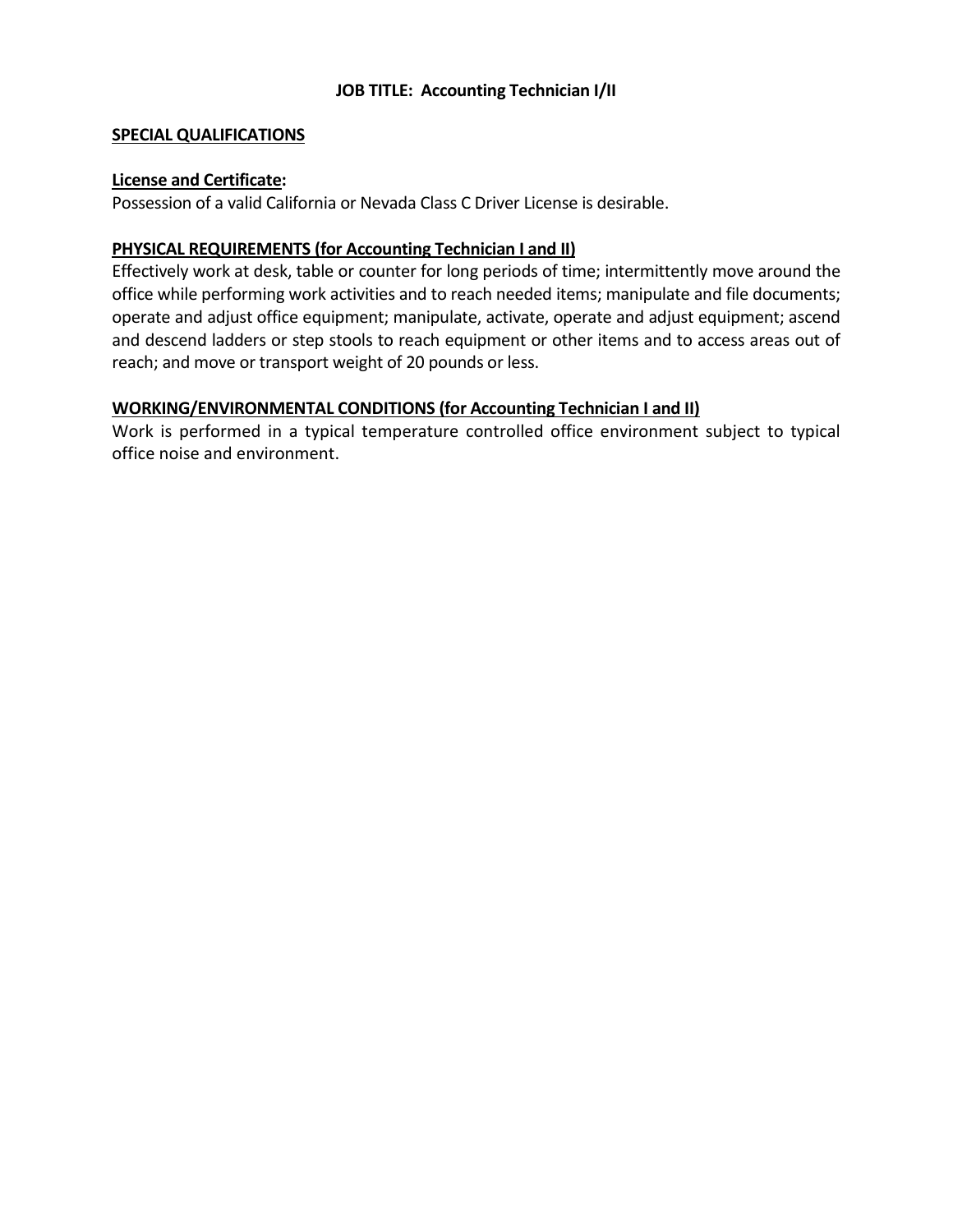**JOB TITLE: Accounting Technician I/II**

**SPECIAL QUALIFICATIONS**

**License and Certificate:**

Possession of a valid California or Nevada Class C Driver License is desirable.

**PHYSICAL REQUIREMENTS (for Accounting Technician I and II)**

Effectively work at desk, table or counter for long periods of time; intermittently move around the office while performing work activities and to reach needed items; manipulate and file documents; operate and adjust office equipment; manipulate, activate, operate and adjust equipment; ascend and descend ladders or step stools to reach equipment or other items and to access areas out of reach; and move or transport weight of 20 pounds or less.

**WORKING/ENVIRONMENTAL CONDITIONS (for Accounting Technician I and II)**

Work is performed in a typical temperature controlled office environment subject to typical office noise and environment.